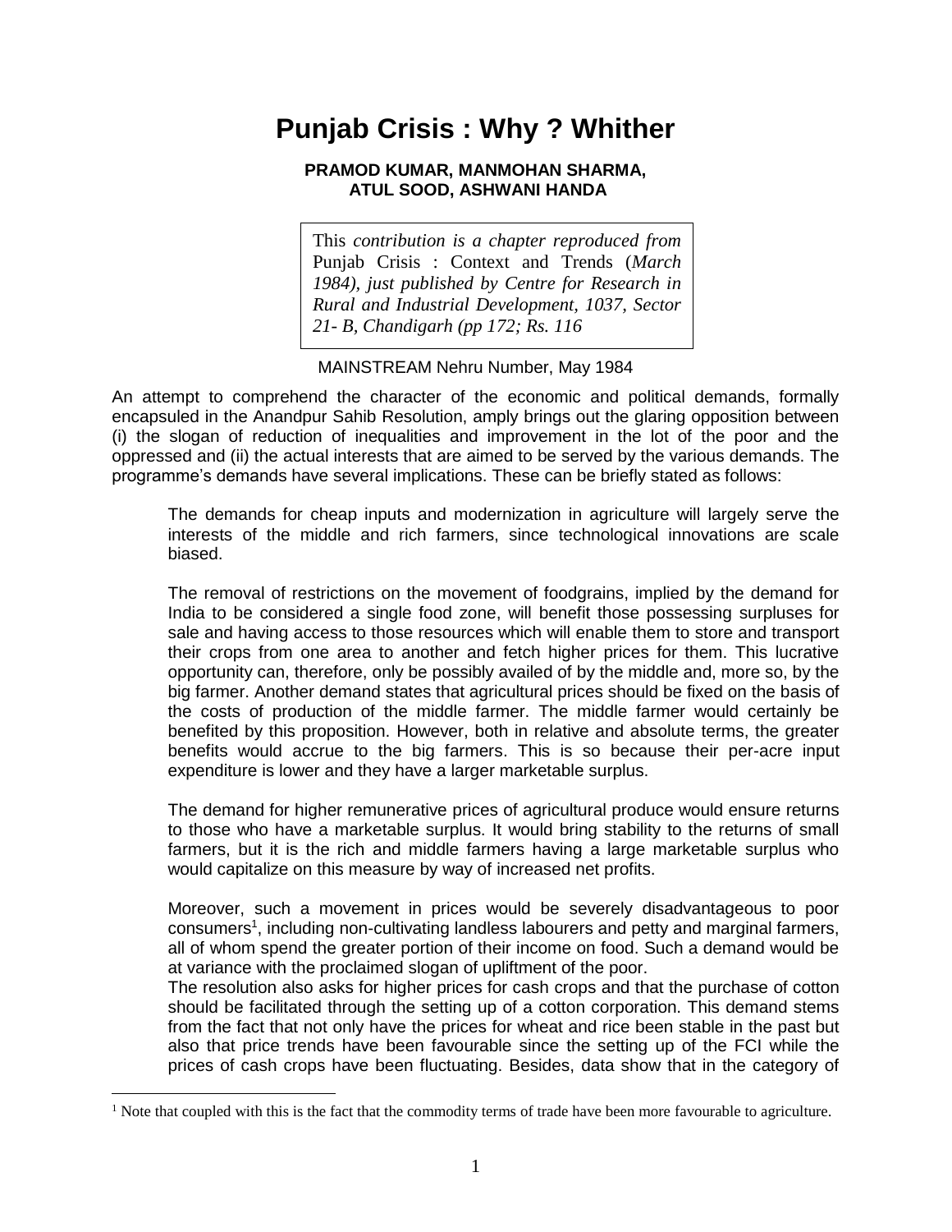# Punjab Crisis : Why ? Whither

**PRAMOD KUMAR, MANMOHAN SHARMA, ATUL SOOD, ASHWANI HANDA**

> This *contribution is a chapter reproduced from* Punjab Crisis : Context and Trends (*March 1984), just published by Centre for Research in Rural and Industrial Development, 1037, Sector 21- B, Chandigarh (pp 172; Rs. 116*

MAINSTREAM Nehru Number, May 1984

An attempt to comprehend the character of the economic and political demands, formally encapsuled in the Anandpur Sahib Resolution, amply brings out the glaring opposition between (i) the slogan of reduction of inequalities and improvement in the lot of the poor and the oppressed and (ii) the actual interests that are aimed to be served by the various demands. The programme's demands have several implications. These can be briefly stated as follows:

The demands for cheap inputs and modernization in agriculture will largely serve the interests of the middle and rich farmers, since technological innovations are scale biased.

The removal of restrictions on the movement of foodgrains, implied by the demand for India to be considered a single food zone, will benefit those possessing surpluses for sale and having access to those resources which will enable them to store and transport their crops from one area to another and fetch higher prices for them. This lucrative opportunity can, therefore, only be possibly availed of by the middle and, more so, by the big farmer. Another demand states that agricultural prices should be fixed on the basis of the costs of production of the middle farmer. The middle farmer would certainly be benefited by this proposition. However, both in relative and absolute terms, the greater benefits would accrue to the big farmers. This is so because their per-acre input expenditure is lower and they have a larger marketable surplus.

The demand for higher remunerative prices of agricultural produce would ensure returns to those who have a marketable surplus. It would bring stability to the returns of small farmers, but it is the rich and middle farmers having a large marketable surplus who would capitalize on this measure by way of increased net profits.

Moreover, such a movement in prices would be severely disadvantageous to poor consumers[1], including non-cultivating landless labourers and petty and marginal farmers, all of whom spend the greater portion of their income on food. Such a demand would be at variance with the proclaimed slogan of upliftment of the poor.

The resolution also asks for higher prices for cash crops and that the purchase of cotton should be facilitated through the setting up of a cotton corporation. This demand stems from the fact that not only have the prices for wheat and rice been stable in the past but also that price trends have been favourable since the setting up of the FCI while the prices of cash crops have been fluctuating. Besides, data show that in the category of

---

[1] Note that coupled with this is the fact that the commodity terms of trade have been more favourable to agriculture.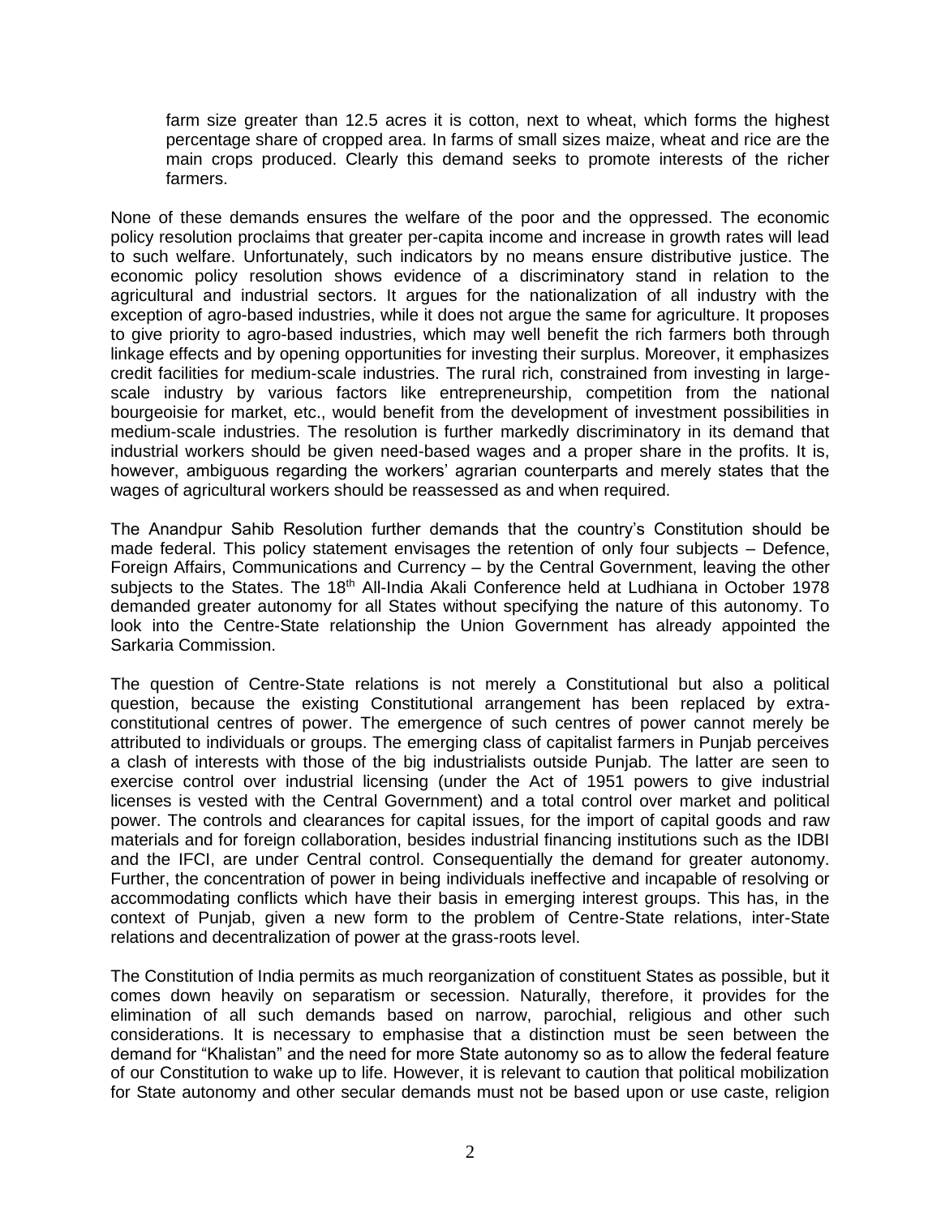> farm size greater than 12.5 acres it is cotton, next to wheat, which forms the highest percentage share of cropped area. In farms of small sizes maize, wheat and rice are the main crops produced. Clearly this demand seeks to promote interests of the richer farmers.

None of these demands ensures the welfare of the poor and the oppressed. The economic policy resolution proclaims that greater per-capita income and increase in growth rates will lead to such welfare. Unfortunately, such indicators by no means ensure distributive justice. The economic policy resolution shows evidence of a discriminatory stand in relation to the agricultural and industrial sectors. It argues for the nationalization of all industry with the exception of agro-based industries, while it does not argue the same for agriculture. It proposes to give priority to agro-based industries, which may well benefit the rich farmers both through linkage effects and by opening opportunities for investing their surplus. Moreover, it emphasizes credit facilities for medium-scale industries. The rural rich, constrained from investing in large-scale industry by various factors like entrepreneurship, competition from the national bourgeoisie for market, etc., would benefit from the development of investment possibilities in medium-scale industries. The resolution is further markedly discriminatory in its demand that industrial workers should be given need-based wages and a proper share in the profits. It is, however, ambiguous regarding the workers' agrarian counterparts and merely states that the wages of agricultural workers should be reassessed as and when required.

The Anandpur Sahib Resolution further demands that the country's Constitution should be made federal. This policy statement envisages the retention of only four subjects – Defence, Foreign Affairs, Communications and Currency – by the Central Government, leaving the other subjects to the States. The 18th All-India Akali Conference held at Ludhiana in October 1978 demanded greater autonomy for all States without specifying the nature of this autonomy. To look into the Centre-State relationship the Union Government has already appointed the Sarkaria Commission.

The question of Centre-State relations is not merely a Constitutional but also a political question, because the existing Constitutional arrangement has been replaced by extra-constitutional centres of power. The emergence of such centres of power cannot merely be attributed to individuals or groups. The emerging class of capitalist farmers in Punjab perceives a clash of interests with those of the big industrialists outside Punjab. The latter are seen to exercise control over industrial licensing (under the Act of 1951 powers to give industrial licenses is vested with the Central Government) and a total control over market and political power. The controls and clearances for capital issues, for the import of capital goods and raw materials and for foreign collaboration, besides industrial financing institutions such as the IDBI and the IFCI, are under Central control. Consequentially the demand for greater autonomy. Further, the concentration of power in being individuals ineffective and incapable of resolving or accommodating conflicts which have their basis in emerging interest groups. This has, in the context of Punjab, given a new form to the problem of Centre-State relations, inter-State relations and decentralization of power at the grass-roots level.

The Constitution of India permits as much reorganization of constituent States as possible, but it comes down heavily on separatism or secession. Naturally, therefore, it provides for the elimination of all such demands based on narrow, parochial, religious and other such considerations. It is necessary to emphasise that a distinction must be seen between the demand for "Khalistan" and the need for more State autonomy so as to allow the federal feature of our Constitution to wake up to life. However, it is relevant to caution that political mobilization for State autonomy and other secular demands must not be based upon or use caste, religion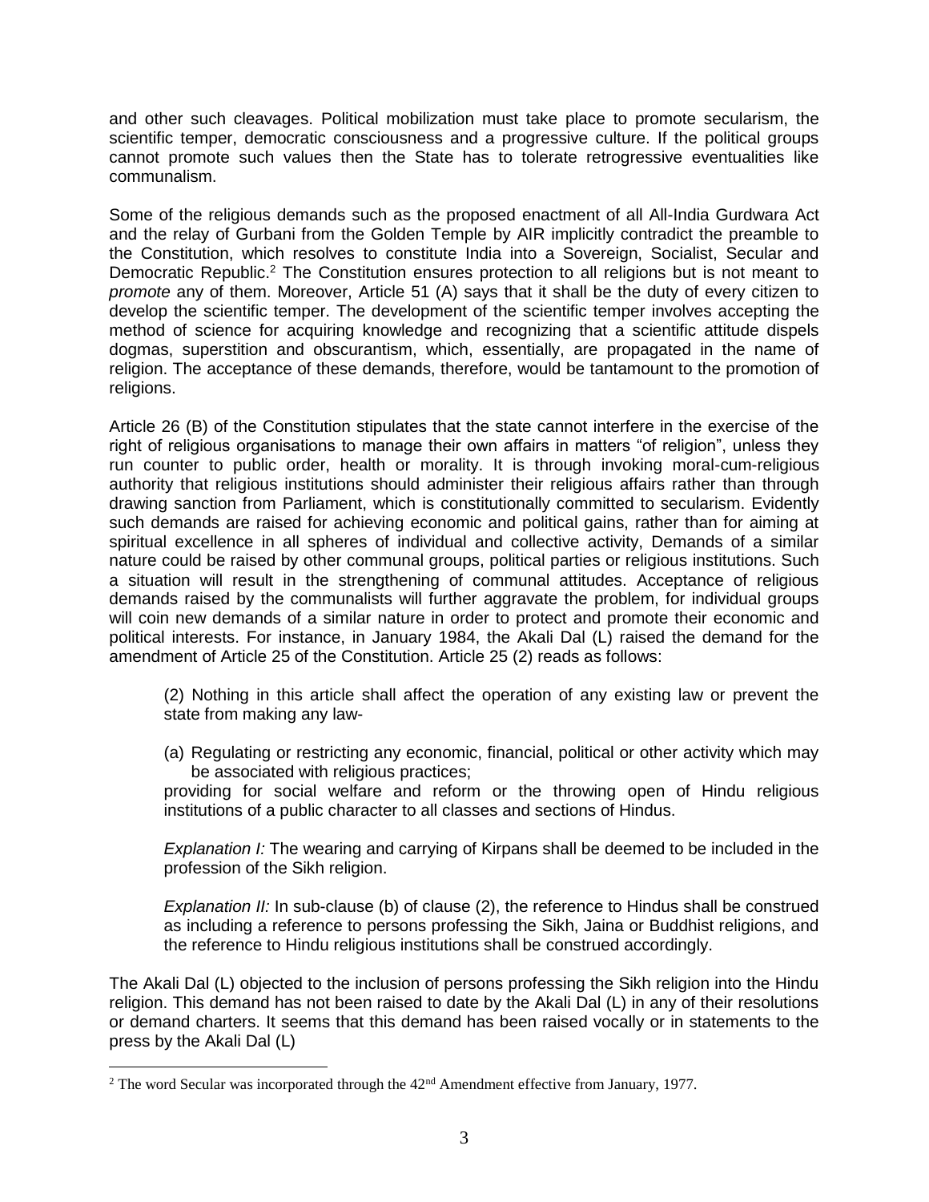and other such cleavages. Political mobilization must take place to promote secularism, the scientific temper, democratic consciousness and a progressive culture. If the political groups cannot promote such values then the State has to tolerate retrogressive eventualities like communalism.

Some of the religious demands such as the proposed enactment of all All-India Gurdwara Act and the relay of Gurbani from the Golden Temple by AIR implicitly contradict the preamble to the Constitution, which resolves to constitute India into a Sovereign, Socialist, Secular and Democratic Republic.[2] The Constitution ensures protection to all religions but is not meant to *promote* any of them. Moreover, Article 51 (A) says that it shall be the duty of every citizen to develop the scientific temper. The development of the scientific temper involves accepting the method of science for acquiring knowledge and recognizing that a scientific attitude dispels dogmas, superstition and obscurantism, which, essentially, are propagated in the name of religion. The acceptance of these demands, therefore, would be tantamount to the promotion of religions.

Article 26 (B) of the Constitution stipulates that the state cannot interfere in the exercise of the right of religious organisations to manage their own affairs in matters "of religion", unless they run counter to public order, health or morality. It is through invoking moral-cum-religious authority that religious institutions should administer their religious affairs rather than through drawing sanction from Parliament, which is constitutionally committed to secularism. Evidently such demands are raised for achieving economic and political gains, rather than for aiming at spiritual excellence in all spheres of individual and collective activity, Demands of a similar nature could be raised by other communal groups, political parties or religious institutions. Such a situation will result in the strengthening of communal attitudes. Acceptance of religious demands raised by the communalists will further aggravate the problem, for individual groups will coin new demands of a similar nature in order to protect and promote their economic and political interests. For instance, in January 1984, the Akali Dal (L) raised the demand for the amendment of Article 25 of the Constitution. Article 25 (2) reads as follows:

> (2) Nothing in this article shall affect the operation of any existing law or prevent the state from making any law-
>
> (a) Regulating or restricting any economic, financial, political or other activity which may be associated with religious practices;
>
> providing for social welfare and reform or the throwing open of Hindu religious institutions of a public character to all classes and sections of Hindus.
>
> *Explanation I:* The wearing and carrying of Kirpans shall be deemed to be included in the profession of the Sikh religion.
>
> *Explanation II:* In sub-clause (b) of clause (2), the reference to Hindus shall be construed as including a reference to persons professing the Sikh, Jaina or Buddhist religions, and the reference to Hindu religious institutions shall be construed accordingly.

The Akali Dal (L) objected to the inclusion of persons professing the Sikh religion into the Hindu religion. This demand has not been raised to date by the Akali Dal (L) in any of their resolutions or demand charters. It seems that this demand has been raised vocally or in statements to the press by the Akali Dal (L)

---

[2] The word Secular was incorporated through the 42nd Amendment effective from January, 1977.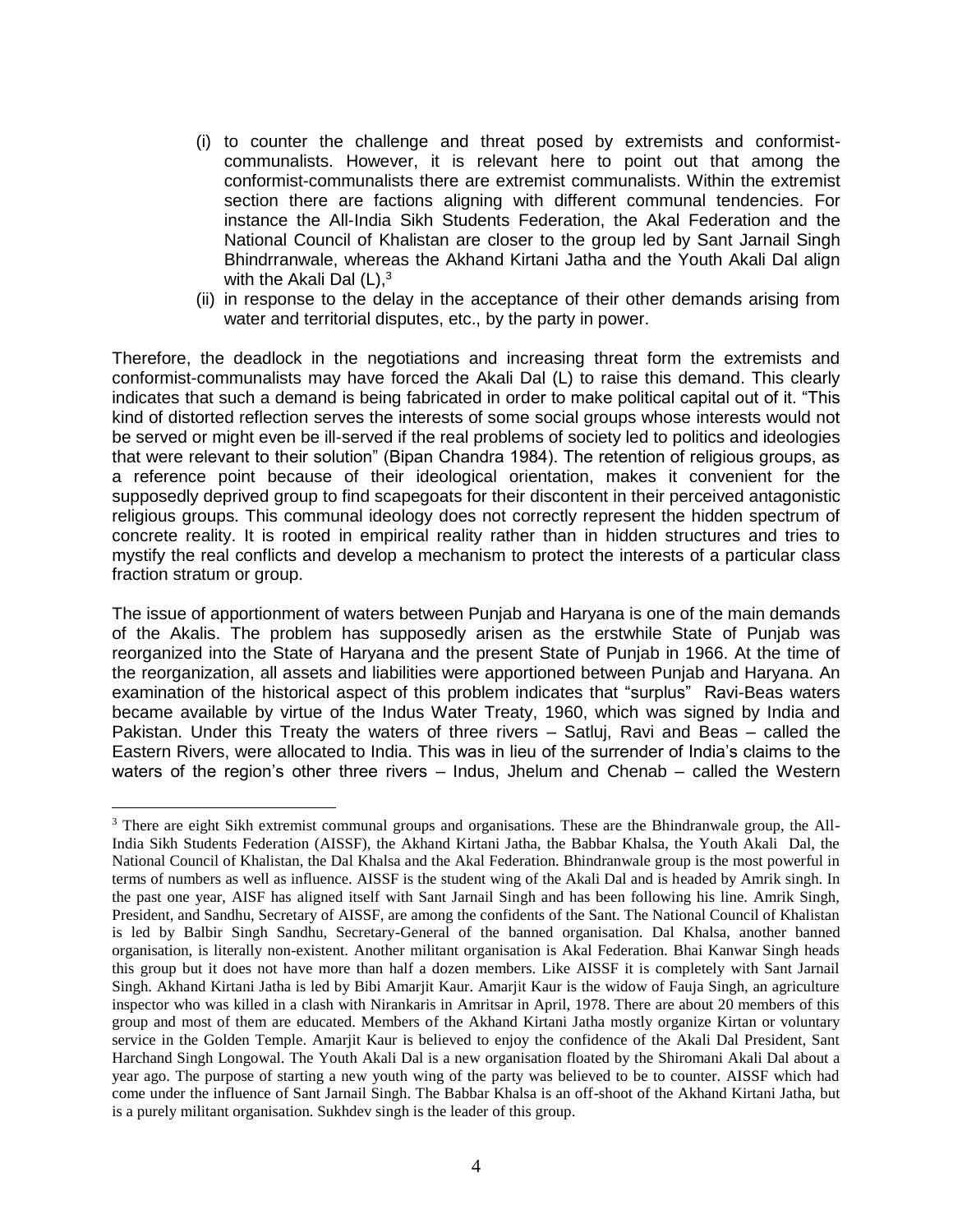(i) to counter the challenge and threat posed by extremists and conformist-communalists. However, it is relevant here to point out that among the conformist-communalists there are extremist communalists. Within the extremist section there are factions aligning with different communal tendencies. For instance the All-India Sikh Students Federation, the Akal Federation and the National Council of Khalistan are closer to the group led by Sant Jarnail Singh Bhindrranwale, whereas the Akhand Kirtani Jatha and the Youth Akali Dal align with the Akali Dal (L),[3]

(ii) in response to the delay in the acceptance of their other demands arising from water and territorial disputes, etc., by the party in power.

Therefore, the deadlock in the negotiations and increasing threat form the extremists and conformist-communalists may have forced the Akali Dal (L) to raise this demand. This clearly indicates that such a demand is being fabricated in order to make political capital out of it. "This kind of distorted reflection serves the interests of some social groups whose interests would not be served or might even be ill-served if the real problems of society led to politics and ideologies that were relevant to their solution" (Bipan Chandra 1984). The retention of religious groups, as a reference point because of their ideological orientation, makes it convenient for the supposedly deprived group to find scapegoats for their discontent in their perceived antagonistic religious groups. This communal ideology does not correctly represent the hidden spectrum of concrete reality. It is rooted in empirical reality rather than in hidden structures and tries to mystify the real conflicts and develop a mechanism to protect the interests of a particular class fraction stratum or group.

The issue of apportionment of waters between Punjab and Haryana is one of the main demands of the Akalis. The problem has supposedly arisen as the erstwhile State of Punjab was reorganized into the State of Haryana and the present State of Punjab in 1966. At the time of the reorganization, all assets and liabilities were apportioned between Punjab and Haryana. An examination of the historical aspect of this problem indicates that "surplus" Ravi-Beas waters became available by virtue of the Indus Water Treaty, 1960, which was signed by India and Pakistan. Under this Treaty the waters of three rivers – Satluj, Ravi and Beas – called the Eastern Rivers, were allocated to India. This was in lieu of the surrender of India's claims to the waters of the region's other three rivers – Indus, Jhelum and Chenab – called the Western

---

[3] There are eight Sikh extremist communal groups and organisations. These are the Bhindranwale group, the All-India Sikh Students Federation (AISSF), the Akhand Kirtani Jatha, the Babbar Khalsa, the Youth Akali Dal, the National Council of Khalistan, the Dal Khalsa and the Akal Federation. Bhindranwale group is the most powerful in terms of numbers as well as influence. AISSF is the student wing of the Akali Dal and is headed by Amrik singh. In the past one year, AISF has aligned itself with Sant Jarnail Singh and has been following his line. Amrik Singh, President, and Sandhu, Secretary of AISSF, are among the confidents of the Sant. The National Council of Khalistan is led by Balbir Singh Sandhu, Secretary-General of the banned organisation. Dal Khalsa, another banned organisation, is literally non-existent. Another militant organisation is Akal Federation. Bhai Kanwar Singh heads this group but it does not have more than half a dozen members. Like AISSF it is completely with Sant Jarnail Singh. Akhand Kirtani Jatha is led by Bibi Amarjit Kaur. Amarjit Kaur is the widow of Fauja Singh, an agriculture inspector who was killed in a clash with Nirankaris in Amritsar in April, 1978. There are about 20 members of this group and most of them are educated. Members of the Akhand Kirtani Jatha mostly organize Kirtan or voluntary service in the Golden Temple. Amarjit Kaur is believed to enjoy the confidence of the Akali Dal President, Sant Harchand Singh Longowal. The Youth Akali Dal is a new organisation floated by the Shiromani Akali Dal about a year ago. The purpose of starting a new youth wing of the party was believed to be to counter. AISSF which had come under the influence of Sant Jarnail Singh. The Babbar Khalsa is an off-shoot of the Akhand Kirtani Jatha, but is a purely militant organisation. Sukhdev singh is the leader of this group.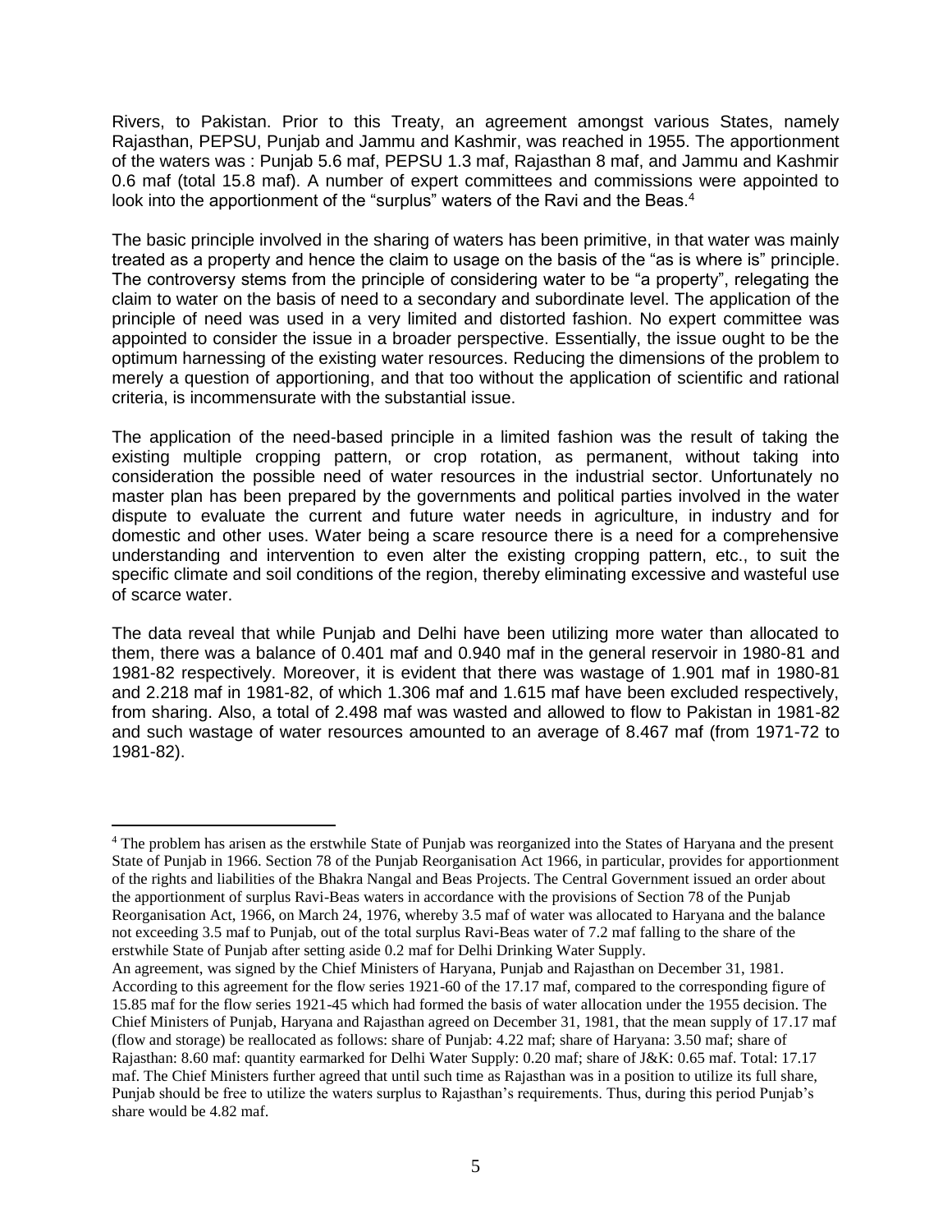Rivers, to Pakistan. Prior to this Treaty, an agreement amongst various States, namely Rajasthan, PEPSU, Punjab and Jammu and Kashmir, was reached in 1955. The apportionment of the waters was : Punjab 5.6 maf, PEPSU 1.3 maf, Rajasthan 8 maf, and Jammu and Kashmir 0.6 maf (total 15.8 maf). A number of expert committees and commissions were appointed to look into the apportionment of the "surplus" waters of the Ravi and the Beas.[4]

The basic principle involved in the sharing of waters has been primitive, in that water was mainly treated as a property and hence the claim to usage on the basis of the "as is where is" principle. The controversy stems from the principle of considering water to be "a property", relegating the claim to water on the basis of need to a secondary and subordinate level. The application of the principle of need was used in a very limited and distorted fashion. No expert committee was appointed to consider the issue in a broader perspective. Essentially, the issue ought to be the optimum harnessing of the existing water resources. Reducing the dimensions of the problem to merely a question of apportioning, and that too without the application of scientific and rational criteria, is incommensurate with the substantial issue.

The application of the need-based principle in a limited fashion was the result of taking the existing multiple cropping pattern, or crop rotation, as permanent, without taking into consideration the possible need of water resources in the industrial sector. Unfortunately no master plan has been prepared by the governments and political parties involved in the water dispute to evaluate the current and future water needs in agriculture, in industry and for domestic and other uses. Water being a scare resource there is a need for a comprehensive understanding and intervention to even alter the existing cropping pattern, etc., to suit the specific climate and soil conditions of the region, thereby eliminating excessive and wasteful use of scarce water.

The data reveal that while Punjab and Delhi have been utilizing more water than allocated to them, there was a balance of 0.401 maf and 0.940 maf in the general reservoir in 1980-81 and 1981-82 respectively. Moreover, it is evident that there was wastage of 1.901 maf in 1980-81 and 2.218 maf in 1981-82, of which 1.306 maf and 1.615 maf have been excluded respectively, from sharing. Also, a total of 2.498 maf was wasted and allowed to flow to Pakistan in 1981-82 and such wastage of water resources amounted to an average of 8.467 maf (from 1971-72 to 1981-82).

---

[4] The problem has arisen as the erstwhile State of Punjab was reorganized into the States of Haryana and the present State of Punjab in 1966. Section 78 of the Punjab Reorganisation Act 1966, in particular, provides for apportionment of the rights and liabilities of the Bhakra Nangal and Beas Projects. The Central Government issued an order about the apportionment of surplus Ravi-Beas waters in accordance with the provisions of Section 78 of the Punjab Reorganisation Act, 1966, on March 24, 1976, whereby 3.5 maf of water was allocated to Haryana and the balance not exceeding 3.5 maf to Punjab, out of the total surplus Ravi-Beas water of 7.2 maf falling to the share of the erstwhile State of Punjab after setting aside 0.2 maf for Delhi Drinking Water Supply.
An agreement, was signed by the Chief Ministers of Haryana, Punjab and Rajasthan on December 31, 1981. According to this agreement for the flow series 1921-60 of the 17.17 maf, compared to the corresponding figure of 15.85 maf for the flow series 1921-45 which had formed the basis of water allocation under the 1955 decision. The Chief Ministers of Punjab, Haryana and Rajasthan agreed on December 31, 1981, that the mean supply of 17.17 maf (flow and storage) be reallocated as follows: share of Punjab: 4.22 maf; share of Haryana: 3.50 maf; share of Rajasthan: 8.60 maf: quantity earmarked for Delhi Water Supply: 0.20 maf; share of J&K: 0.65 maf. Total: 17.17 maf. The Chief Ministers further agreed that until such time as Rajasthan was in a position to utilize its full share, Punjab should be free to utilize the waters surplus to Rajasthan's requirements. Thus, during this period Punjab's share would be 4.82 maf.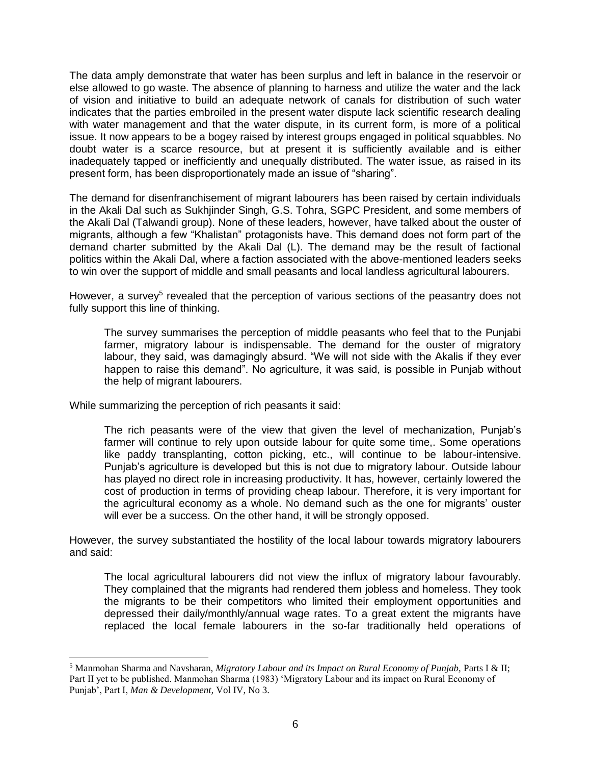The data amply demonstrate that water has been surplus and left in balance in the reservoir or else allowed to go waste. The absence of planning to harness and utilize the water and the lack of vision and initiative to build an adequate network of canals for distribution of such water indicates that the parties embroiled in the present water dispute lack scientific research dealing with water management and that the water dispute, in its current form, is more of a political issue. It now appears to be a bogey raised by interest groups engaged in political squabbles. No doubt water is a scarce resource, but at present it is sufficiently available and is either inadequately tapped or inefficiently and unequally distributed. The water issue, as raised in its present form, has been disproportionately made an issue of "sharing".

The demand for disenfranchisement of migrant labourers has been raised by certain individuals in the Akali Dal such as Sukhjinder Singh, G.S. Tohra, SGPC President, and some members of the Akali Dal (Talwandi group). None of these leaders, however, have talked about the ouster of migrants, although a few "Khalistan" protagonists have. This demand does not form part of the demand charter submitted by the Akali Dal (L). The demand may be the result of factional politics within the Akali Dal, where a faction associated with the above-mentioned leaders seeks to win over the support of middle and small peasants and local landless agricultural labourers.

However, a survey[5] revealed that the perception of various sections of the peasantry does not fully support this line of thinking.

> The survey summarises the perception of middle peasants who feel that to the Punjabi farmer, migratory labour is indispensable. The demand for the ouster of migratory labour, they said, was damagingly absurd. "We will not side with the Akalis if they ever happen to raise this demand". No agriculture, it was said, is possible in Punjab without the help of migrant labourers.

While summarizing the perception of rich peasants it said:

> The rich peasants were of the view that given the level of mechanization, Punjab's farmer will continue to rely upon outside labour for quite some time,. Some operations like paddy transplanting, cotton picking, etc., will continue to be labour-intensive. Punjab's agriculture is developed but this is not due to migratory labour. Outside labour has played no direct role in increasing productivity. It has, however, certainly lowered the cost of production in terms of providing cheap labour. Therefore, it is very important for the agricultural economy as a whole. No demand such as the one for migrants' ouster will ever be a success. On the other hand, it will be strongly opposed.

However, the survey substantiated the hostility of the local labour towards migratory labourers and said:

> The local agricultural labourers did not view the influx of migratory labour favourably. They complained that the migrants had rendered them jobless and homeless. They took the migrants to be their competitors who limited their employment opportunities and depressed their daily/monthly/annual wage rates. To a great extent the migrants have replaced the local female labourers in the so-far traditionally held operations of

---

[5] Manmohan Sharma and Navsharan, *Migratory Labour and its Impact on Rural Economy of Punjab*, Parts I & II; Part II yet to be published. Manmohan Sharma (1983) 'Migratory Labour and its impact on Rural Economy of Punjab', Part I, *Man & Development*, Vol IV, No 3.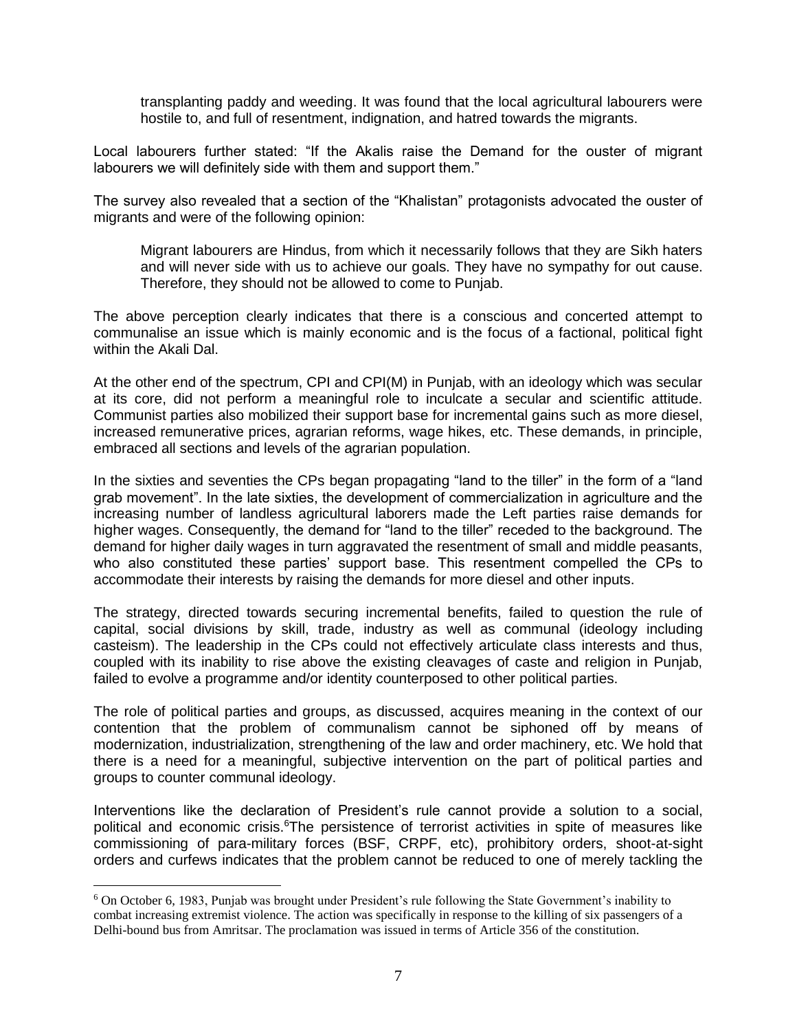> transplanting paddy and weeding. It was found that the local agricultural labourers were hostile to, and full of resentment, indignation, and hatred towards the migrants.

Local labourers further stated: "If the Akalis raise the Demand for the ouster of migrant labourers we will definitely side with them and support them."

The survey also revealed that a section of the "Khalistan" protagonists advocated the ouster of migrants and were of the following opinion:

> Migrant labourers are Hindus, from which it necessarily follows that they are Sikh haters and will never side with us to achieve our goals. They have no sympathy for out cause. Therefore, they should not be allowed to come to Punjab.

The above perception clearly indicates that there is a conscious and concerted attempt to communalise an issue which is mainly economic and is the focus of a factional, political fight within the Akali Dal.

At the other end of the spectrum, CPI and CPI(M) in Punjab, with an ideology which was secular at its core, did not perform a meaningful role to inculcate a secular and scientific attitude. Communist parties also mobilized their support base for incremental gains such as more diesel, increased remunerative prices, agrarian reforms, wage hikes, etc. These demands, in principle, embraced all sections and levels of the agrarian population.

In the sixties and seventies the CPs began propagating "land to the tiller" in the form of a "land grab movement". In the late sixties, the development of commercialization in agriculture and the increasing number of landless agricultural laborers made the Left parties raise demands for higher wages. Consequently, the demand for "land to the tiller" receded to the background. The demand for higher daily wages in turn aggravated the resentment of small and middle peasants, who also constituted these parties' support base. This resentment compelled the CPs to accommodate their interests by raising the demands for more diesel and other inputs.

The strategy, directed towards securing incremental benefits, failed to question the rule of capital, social divisions by skill, trade, industry as well as communal (ideology including casteism). The leadership in the CPs could not effectively articulate class interests and thus, coupled with its inability to rise above the existing cleavages of caste and religion in Punjab, failed to evolve a programme and/or identity counterposed to other political parties.

The role of political parties and groups, as discussed, acquires meaning in the context of our contention that the problem of communalism cannot be siphoned off by means of modernization, industrialization, strengthening of the law and order machinery, etc. We hold that there is a need for a meaningful, subjective intervention on the part of political parties and groups to counter communal ideology.

Interventions like the declaration of President's rule cannot provide a solution to a social, political and economic crisis.[6]The persistence of terrorist activities in spite of measures like commissioning of para-military forces (BSF, CRPF, etc), prohibitory orders, shoot-at-sight orders and curfews indicates that the problem cannot be reduced to one of merely tackling the

[6] On October 6, 1983, Punjab was brought under President's rule following the State Government's inability to combat increasing extremist violence. The action was specifically in response to the killing of six passengers of a Delhi-bound bus from Amritsar. The proclamation was issued in terms of Article 356 of the constitution.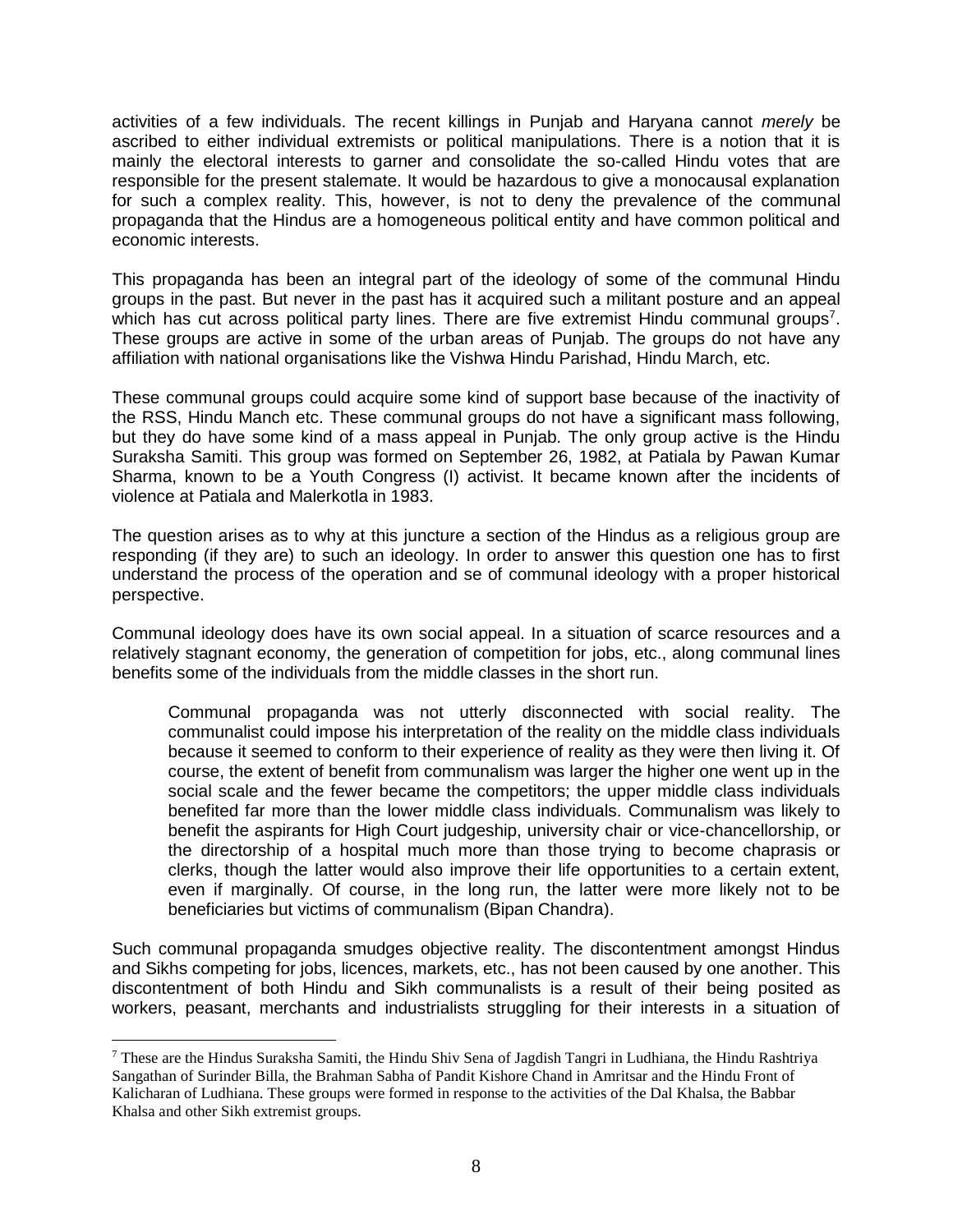activities of a few individuals. The recent killings in Punjab and Haryana cannot *merely* be ascribed to either individual extremists or political manipulations. There is a notion that it is mainly the electoral interests to garner and consolidate the so-called Hindu votes that are responsible for the present stalemate. It would be hazardous to give a monocausal explanation for such a complex reality. This, however, is not to deny the prevalence of the communal propaganda that the Hindus are a homogeneous political entity and have common political and economic interests.

This propaganda has been an integral part of the ideology of some of the communal Hindu groups in the past. But never in the past has it acquired such a militant posture and an appeal which has cut across political party lines. There are five extremist Hindu communal groups[7]. These groups are active in some of the urban areas of Punjab. The groups do not have any affiliation with national organisations like the Vishwa Hindu Parishad, Hindu March, etc.

These communal groups could acquire some kind of support base because of the inactivity of the RSS, Hindu Manch etc. These communal groups do not have a significant mass following, but they do have some kind of a mass appeal in Punjab. The only group active is the Hindu Suraksha Samiti. This group was formed on September 26, 1982, at Patiala by Pawan Kumar Sharma, known to be a Youth Congress (I) activist. It became known after the incidents of violence at Patiala and Malerkotla in 1983.

The question arises as to why at this juncture a section of the Hindus as a religious group are responding (if they are) to such an ideology. In order to answer this question one has to first understand the process of the operation and se of communal ideology with a proper historical perspective.

Communal ideology does have its own social appeal. In a situation of scarce resources and a relatively stagnant economy, the generation of competition for jobs, etc., along communal lines benefits some of the individuals from the middle classes in the short run.

> Communal propaganda was not utterly disconnected with social reality. The communalist could impose his interpretation of the reality on the middle class individuals because it seemed to conform to their experience of reality as they were then living it. Of course, the extent of benefit from communalism was larger the higher one went up in the social scale and the fewer became the competitors; the upper middle class individuals benefited far more than the lower middle class individuals. Communalism was likely to benefit the aspirants for High Court judgeship, university chair or vice-chancellorship, or the directorship of a hospital much more than those trying to become chaprasis or clerks, though the latter would also improve their life opportunities to a certain extent, even if marginally. Of course, in the long run, the latter were more likely not to be beneficiaries but victims of communalism (Bipan Chandra).

Such communal propaganda smudges objective reality. The discontentment amongst Hindus and Sikhs competing for jobs, licences, markets, etc., has not been caused by one another. This discontentment of both Hindu and Sikh communalists is a result of their being posited as workers, peasant, merchants and industrialists struggling for their interests in a situation of

---

[7] These are the Hindus Suraksha Samiti, the Hindu Shiv Sena of Jagdish Tangri in Ludhiana, the Hindu Rashtriya Sangathan of Surinder Billa, the Brahman Sabha of Pandit Kishore Chand in Amritsar and the Hindu Front of Kalicharan of Ludhiana. These groups were formed in response to the activities of the Dal Khalsa, the Babbar Khalsa and other Sikh extremist groups.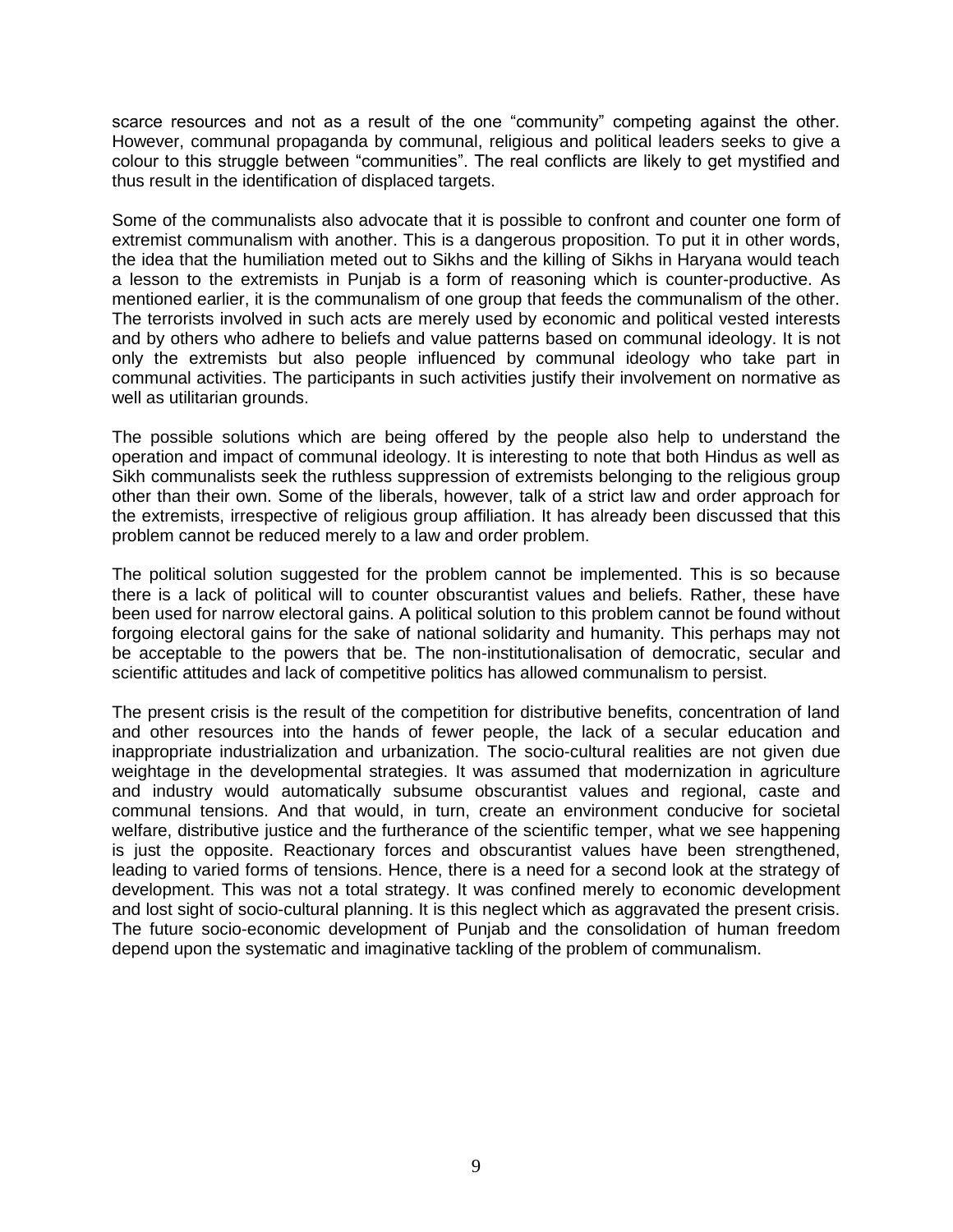scarce resources and not as a result of the one “community” competing against the other. However, communal propaganda by communal, religious and political leaders seeks to give a colour to this struggle between “communities”. The real conflicts are likely to get mystified and thus result in the identification of displaced targets.

Some of the communalists also advocate that it is possible to confront and counter one form of extremist communalism with another. This is a dangerous proposition. To put it in other words, the idea that the humiliation meted out to Sikhs and the killing of Sikhs in Haryana would teach a lesson to the extremists in Punjab is a form of reasoning which is counter-productive. As mentioned earlier, it is the communalism of one group that feeds the communalism of the other. The terrorists involved in such acts are merely used by economic and political vested interests and by others who adhere to beliefs and value patterns based on communal ideology. It is not only the extremists but also people influenced by communal ideology who take part in communal activities. The participants in such activities justify their involvement on normative as well as utilitarian grounds.

The possible solutions which are being offered by the people also help to understand the operation and impact of communal ideology. It is interesting to note that both Hindus as well as Sikh communalists seek the ruthless suppression of extremists belonging to the religious group other than their own. Some of the liberals, however, talk of a strict law and order approach for the extremists, irrespective of religious group affiliation. It has already been discussed that this problem cannot be reduced merely to a law and order problem.

The political solution suggested for the problem cannot be implemented. This is so because there is a lack of political will to counter obscurantist values and beliefs. Rather, these have been used for narrow electoral gains. A political solution to this problem cannot be found without forgoing electoral gains for the sake of national solidarity and humanity. This perhaps may not be acceptable to the powers that be. The non-institutionalisation of democratic, secular and scientific attitudes and lack of competitive politics has allowed communalism to persist.

The present crisis is the result of the competition for distributive benefits, concentration of land and other resources into the hands of fewer people, the lack of a secular education and inappropriate industrialization and urbanization. The socio-cultural realities are not given due weightage in the developmental strategies. It was assumed that modernization in agriculture and industry would automatically subsume obscurantist values and regional, caste and communal tensions. And that would, in turn, create an environment conducive for societal welfare, distributive justice and the furtherance of the scientific temper, what we see happening is just the opposite. Reactionary forces and obscurantist values have been strengthened, leading to varied forms of tensions. Hence, there is a need for a second look at the strategy of development. This was not a total strategy. It was confined merely to economic development and lost sight of socio-cultural planning. It is this neglect which as aggravated the present crisis. The future socio-economic development of Punjab and the consolidation of human freedom depend upon the systematic and imaginative tackling of the problem of communalism.